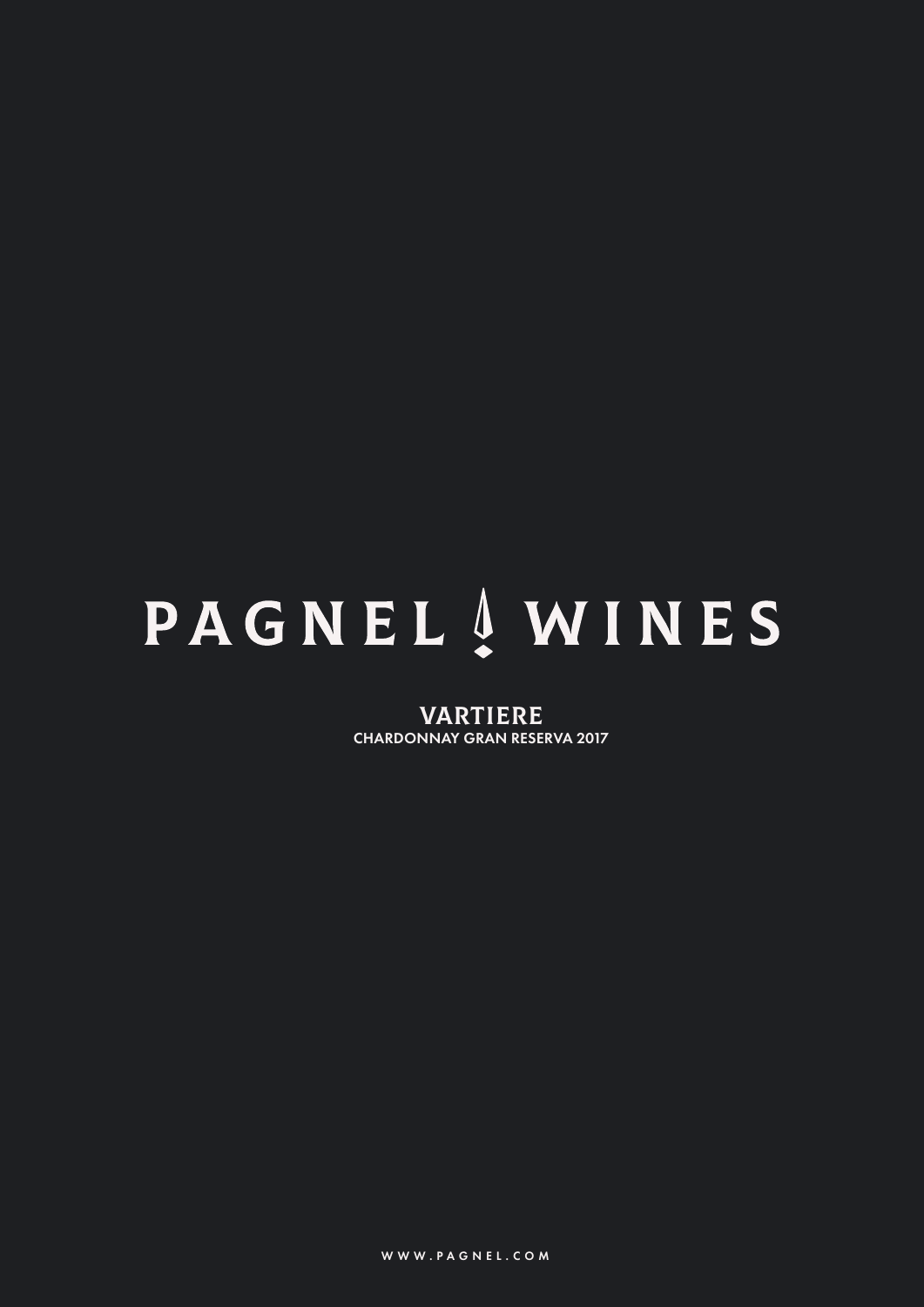# PAGNEL WINES

## VARTIERE

CHARDONNAY GRAN RESERVA 2017

WWW.PAGNEL.COM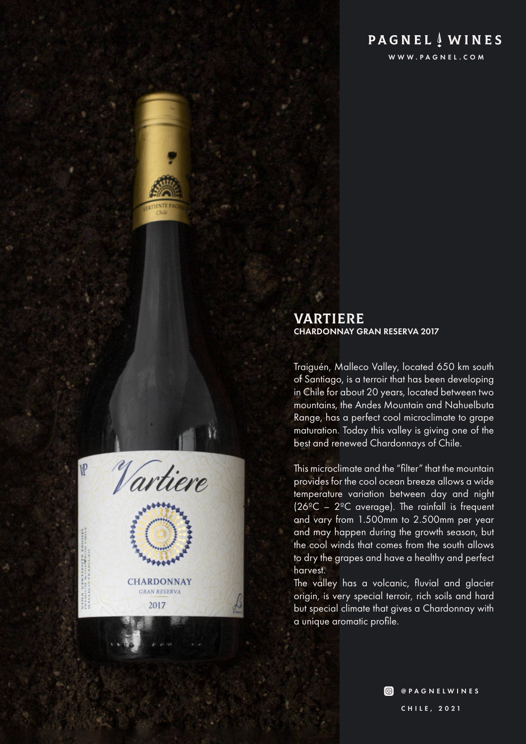PAGNEL WINES

WWW.PAGNEL.COM

## VARTIERE

**CHARDONNAY GRAN RESERVA 2017**

Traiguén, Malleco Valley, located 650 km south of Santiago, is a terroir that has been developing in Chile for about 20 years, located between two mountains, the Andes Mountain and Nahuelbuta Range, has a perfect cool microclimate to grape maturation. Today this valley is giving one of the best and renewed Chardonnays of Chile.

This microclimate and the "filter" that the mountain provides for the cool ocean breeze allows a wide temperature variation between day and night (26ºC – 2ºC average). The rainfall is frequent and vary from 1.500mm to 2.500mm per year and may happen during the growth season, but the cool winds that comes from the south allows to dry the grapes and have a healthy and perfect harvest.

The valley has a volcanic, fluvial and glacier origin, is very special terroir, rich soils and hard but special climate that gives a Chardonnay with a unique aromatic profile.

@PAGNELWINES

CHILE, 2021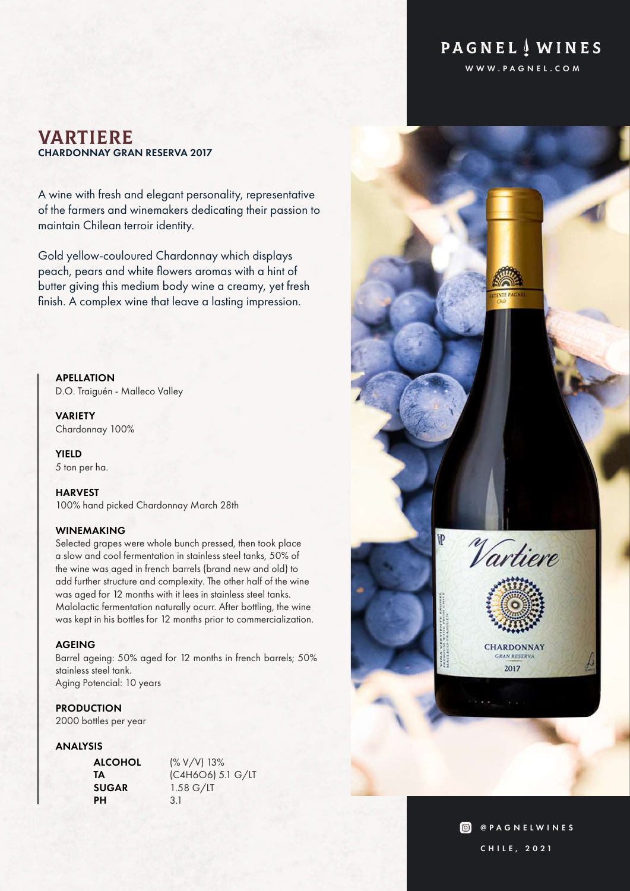PAGNEL WINES

WWW.PAGNEL.COM

# VARTIERE

## CHARDONNAY GRAN RESERVA 2017

A wine with fresh and elegant personality, representative of the farmers and winemakers dedicating their passion to maintain Chilean terroir identity.

Gold yellow-couloured Chardonnay which displays peach, pears and white flowers aromas with a hint of butter giving this medium body wine a creamy, yet fresh finish. A complex wine that leave a lasting impression.

**APELLATION**
D.O. Traiguén - Malleco Valley

**VARIETY**
Chardonnay 100%

**YIELD**
5 ton per ha.

**HARVEST**
100% hand picked Chardonnay March 28th

**WINEMAKING**
Selected grapes were whole bunch pressed, then took place a slow and cool fermentation in stainless steel tanks, 50% of the wine was aged in french barrels (brand new and old) to add further structure and complexity. The other half of the wine was aged for 12 months with it lees in stainless steel tanks. Malolactic fermentation naturally ocurr. After bottling, the wine was kept in his bottles for 12 months prior to commercialization.

**AGEING**
Barrel ageing: 50% aged for 12 months in french barrels; 50% stainless steel tank.
Aging Potencial: 10 years

**PRODUCTION**
2000 bottles per year

**ANALYSIS**

| | |
|---|---|
| **ALCOHOL** | (% V/V) 13% |
| **TA** | ($C_4H_6O_6$) 5.1 G/LT |
| **SUGAR** | 1.58 G/LT |
| **PH** | 3.1 |

@PAGNELWINES

CHILE, 2021